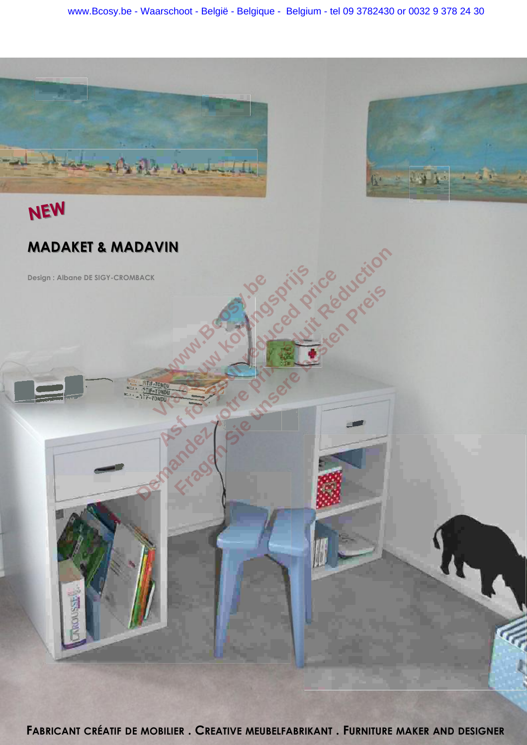www.Bcosy.be - Waarschoot - België - Belgique - Belgium - tel 09 3782430 or 0032 9 378 24 30

**NEW**

## MADAKET & MADAVIN

Design : Albane DE SIGY-CROMBACK

www.Bcosy.be
Vraag uw koningsprijs
Ask for your reduced price
Demandez votre prix réduit Réduction
Fragen Sie unsere besten Preis

FABRICANT CRÉATIF DE MOBILIER . CREATIVE MEUBELFABRIKANT . FURNITURE MAKER AND DESIGNER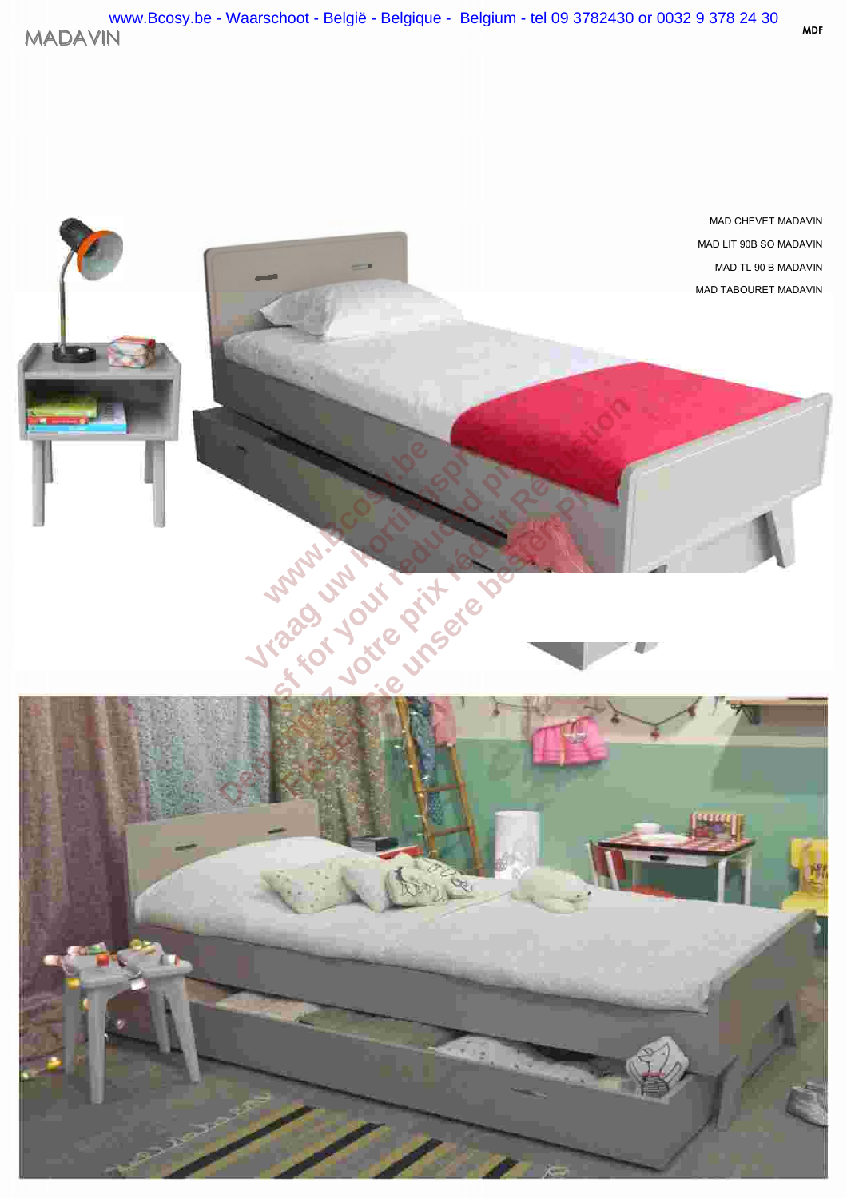MAD CHEVET MADAVIN

MAD LIT 90B SO MADAVIN

MAD TL 90 B MADAVIN

MAD TABOURET MADAVIN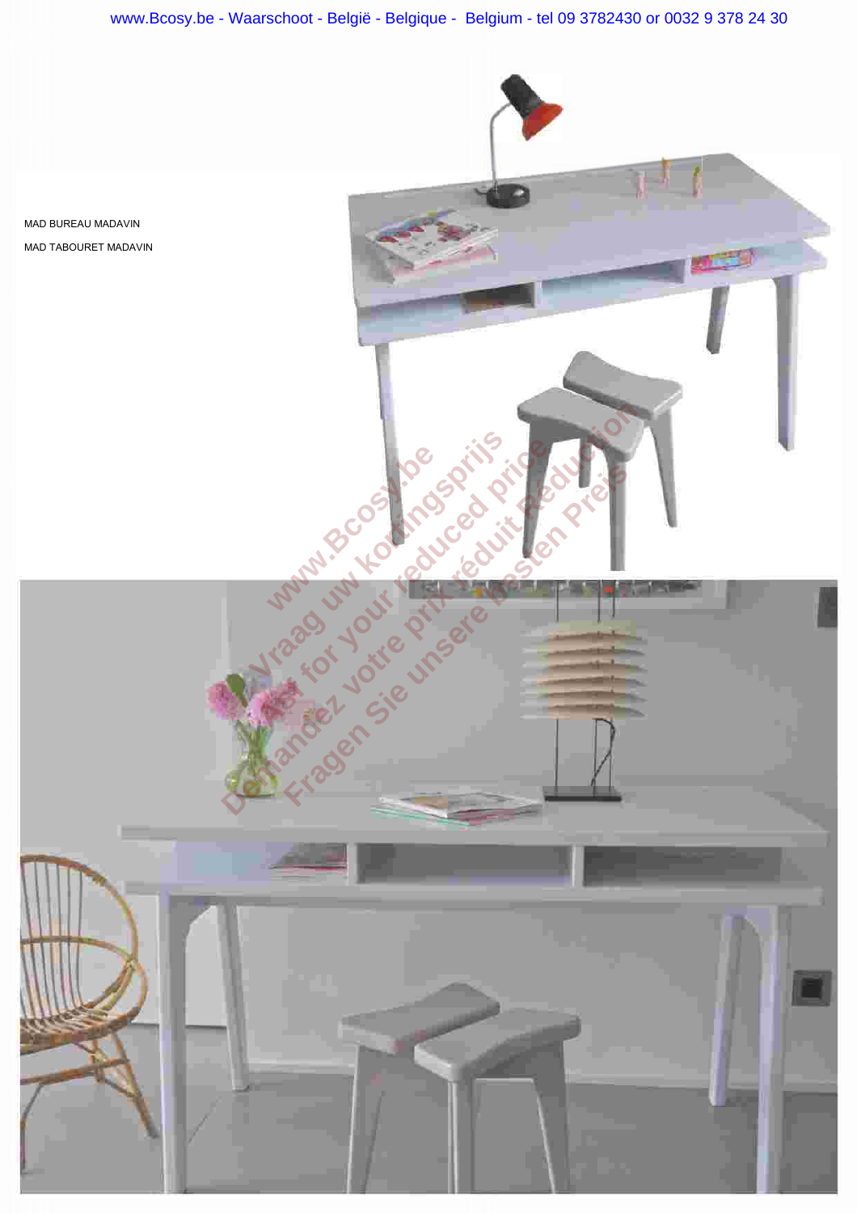MAD BUREAU MADAVIN

MAD TABOURET MADAVIN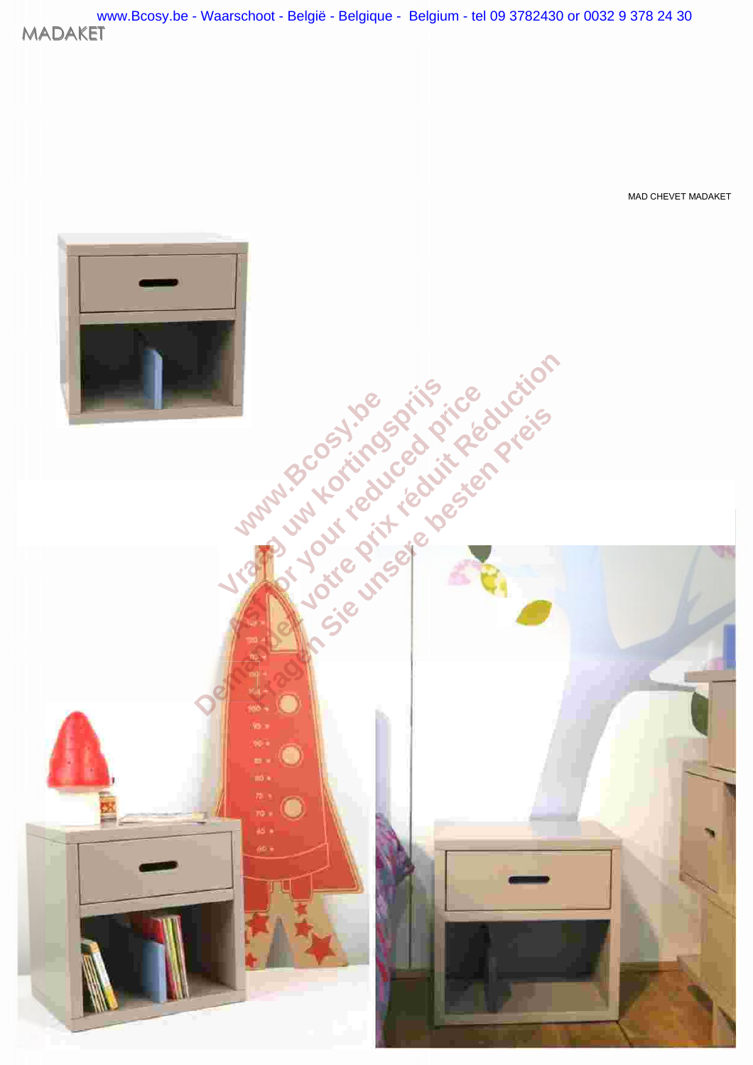MADAKET

MAD CHEVET MADAKET

www.Bcosy.be
Vraag uw kortingsprijs
Ask for your reduced price
Demandez votre prix réduit Réduction
Fragen Sie unsere besten Preis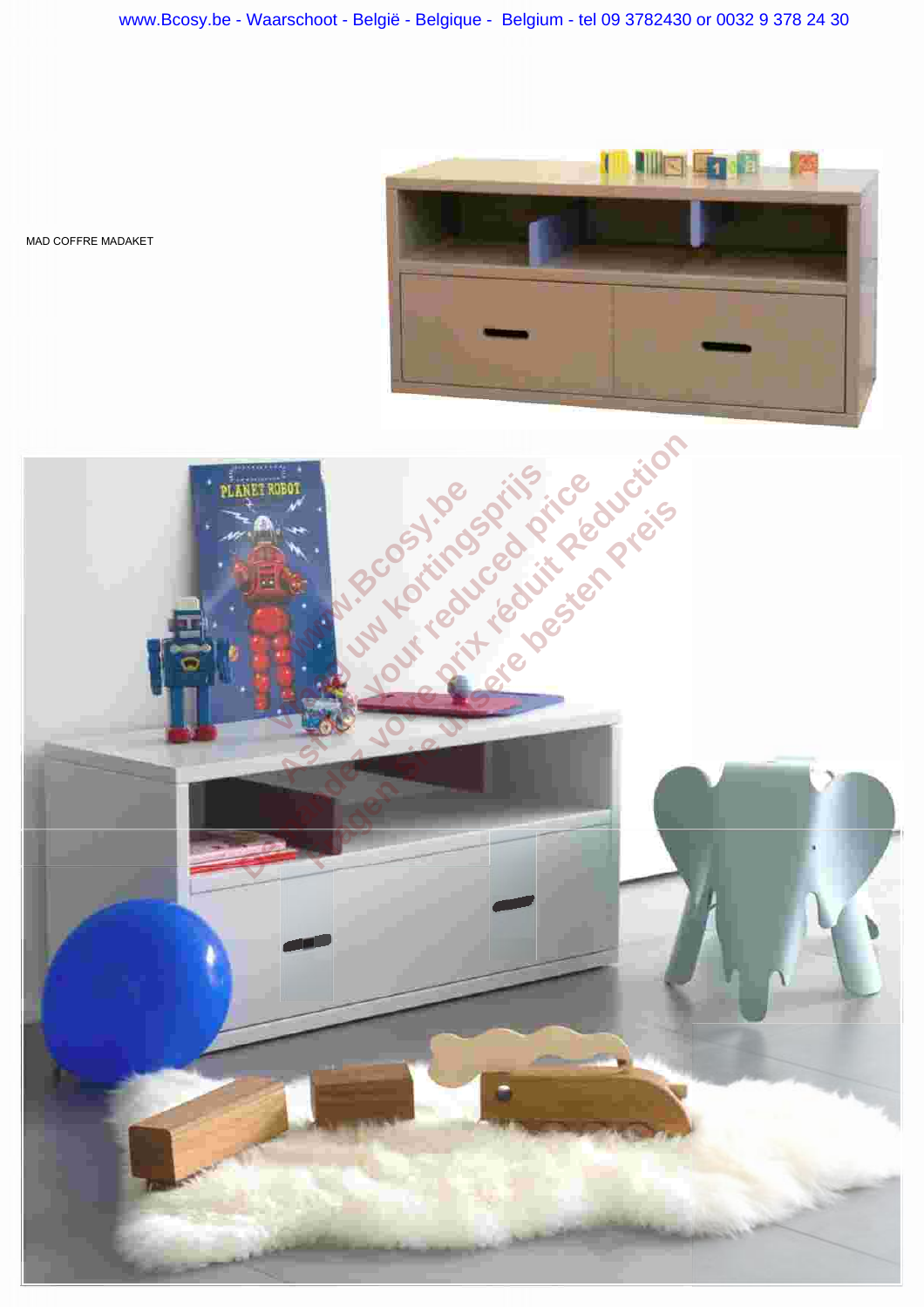MAD COFFRE MADAKET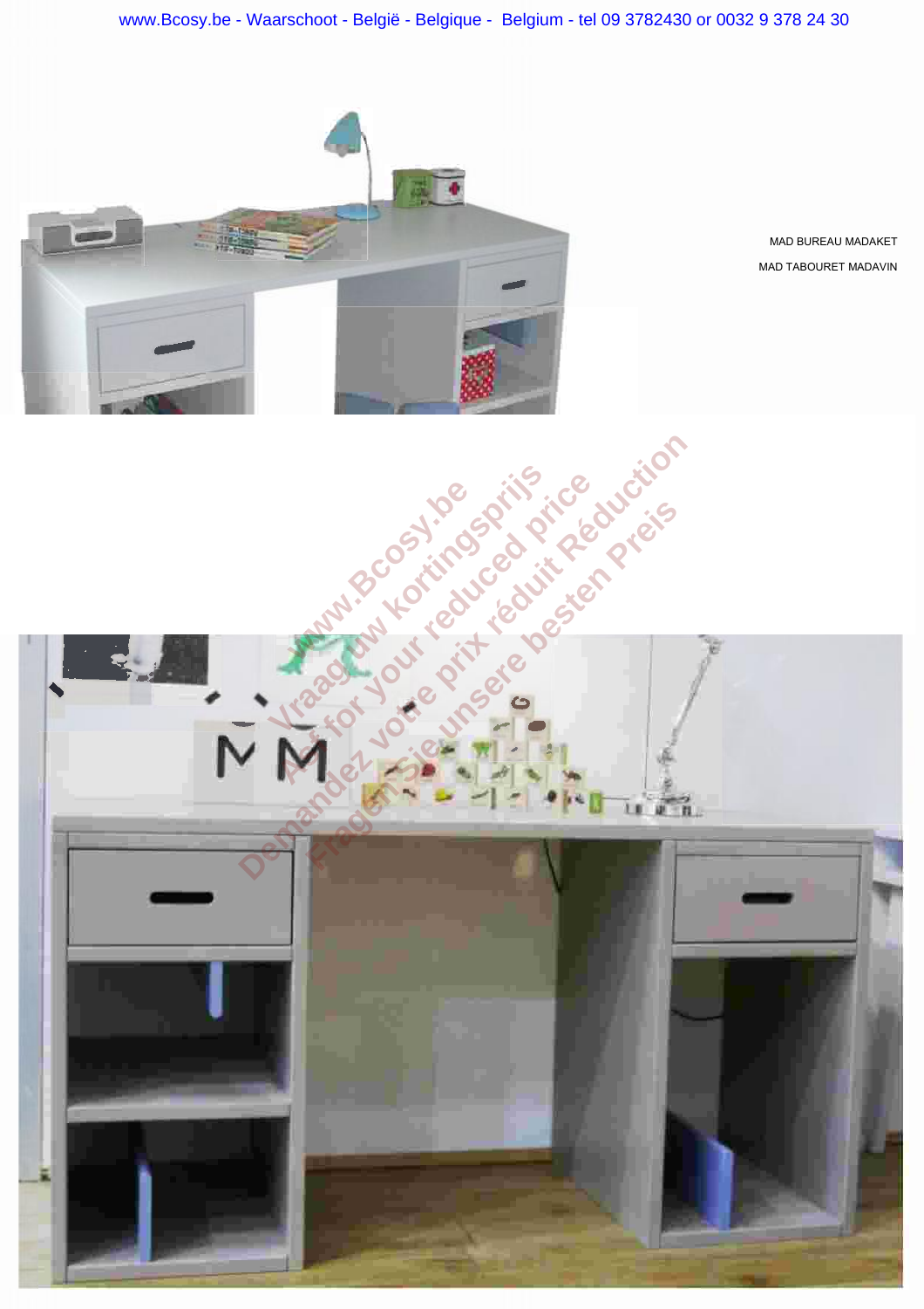www.Bcosy.be - Waarschoot - België - Belgique - Belgium - tel 09 3782430 or 0032 9 378 24 30

MAD BUREAU MADAKET

MAD TABOURET MADAVIN

www.Bcosy.be
Vraag uw kortingsprijs
Ask for your reduced price
Demandez votre prix réduit Réduction
Fragen Sie unsere besten Preis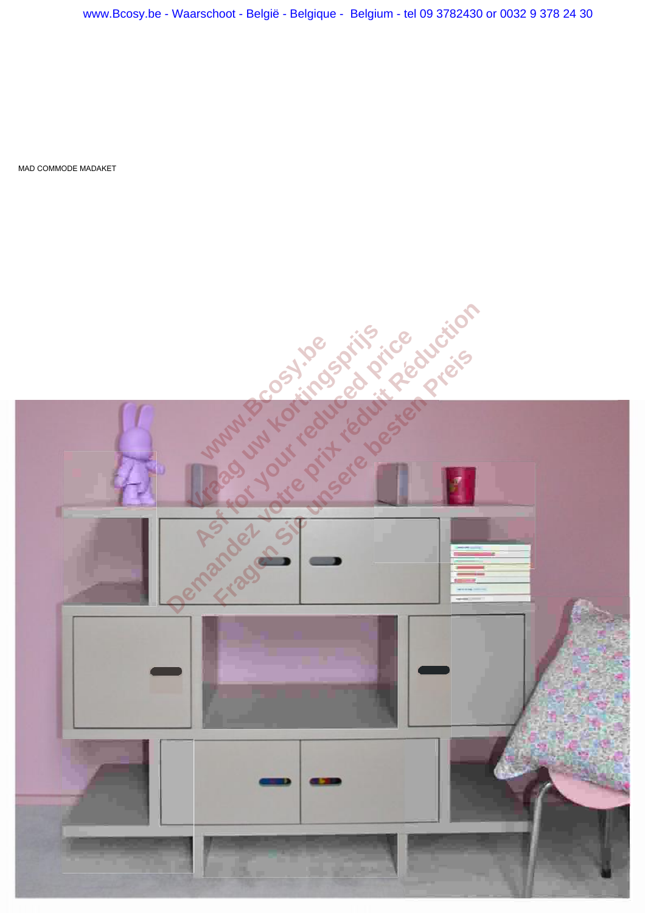MAD COMMODE MADAKET